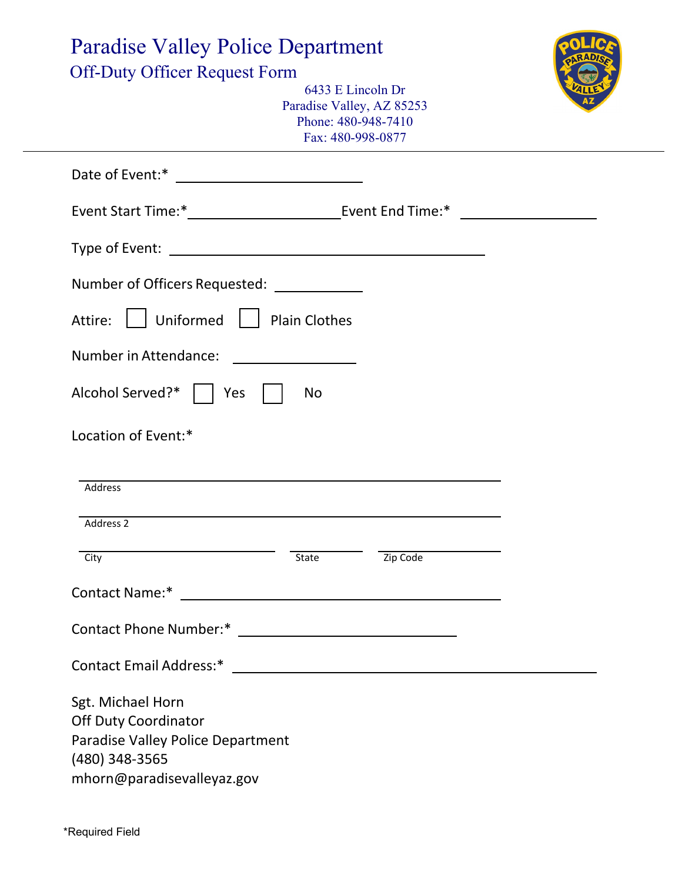# Paradise Valley Police Department

## Off-Duty Officer Request Form

6433 E Lincoln Dr
Paradise Valley, AZ 85253
Phone: 480-948-7410
Fax: 480-998-0877

---

Date of Event:* ______________________

Event Start Time:* ____________________ Event End Time:* ____________________

Type of Event: ______________________________________

Number of Officers Requested: __________

Attire: ☐ Uniformed ☐ Plain Clothes

Number in Attendance: ______________

Alcohol Served?* ☐ Yes ☐ No

Location of Event:*

______________________________________________
Address

______________________________________________
Address 2

______________________ __________ ______________
City State Zip Code

Contact Name:* ______________________________________

Contact Phone Number:* ____________________________

Contact Email Address:* ______________________________________

Sgt. Michael Horn
Off Duty Coordinator
Paradise Valley Police Department
(480) 348-3565
mhorn@paradisevalleyaz.gov

*Required Field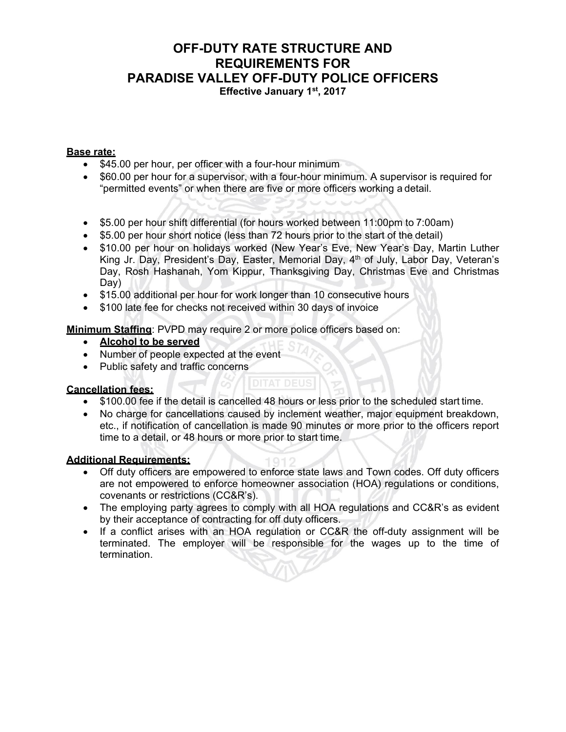# OFF-DUTY RATE STRUCTURE AND REQUIREMENTS FOR PARADISE VALLEY OFF-DUTY POLICE OFFICERS

**Effective January 1st, 2017**

**Base rate:**

- $45.00 per hour, per officer with a four-hour minimum
- $60.00 per hour for a supervisor, with a four-hour minimum. A supervisor is required for "permitted events" or when there are five or more officers working a detail.

- $5.00 per hour shift differential (for hours worked between 11:00pm to 7:00am)
- $5.00 per hour short notice (less than 72 hours prior to the start of the detail)
- $10.00 per hour on holidays worked (New Year's Eve, New Year's Day, Martin Luther King Jr. Day, President's Day, Easter, Memorial Day, 4th of July, Labor Day, Veteran's Day, Rosh Hashanah, Yom Kippur, Thanksgiving Day, Christmas Eve and Christmas Day)
- $15.00 additional per hour for work longer than 10 consecutive hours
- $100 late fee for checks not received within 30 days of invoice

**Minimum Staffing**: PVPD may require 2 or more police officers based on:

- **Alcohol to be served**
- Number of people expected at the event
- Public safety and traffic concerns

**Cancellation fees:**

- $100.00 fee if the detail is cancelled 48 hours or less prior to the scheduled start time.
- No charge for cancellations caused by inclement weather, major equipment breakdown, etc., if notification of cancellation is made 90 minutes or more prior to the officers report time to a detail, or 48 hours or more prior to start time.

**Additional Requirements:**

- Off duty officers are empowered to enforce state laws and Town codes. Off duty officers are not empowered to enforce homeowner association (HOA) regulations or conditions, covenants or restrictions (CC&R's).
- The employing party agrees to comply with all HOA regulations and CC&R's as evident by their acceptance of contracting for off duty officers.
- If a conflict arises with an HOA regulation or CC&R the off-duty assignment will be terminated. The employer will be responsible for the wages up to the time of termination.